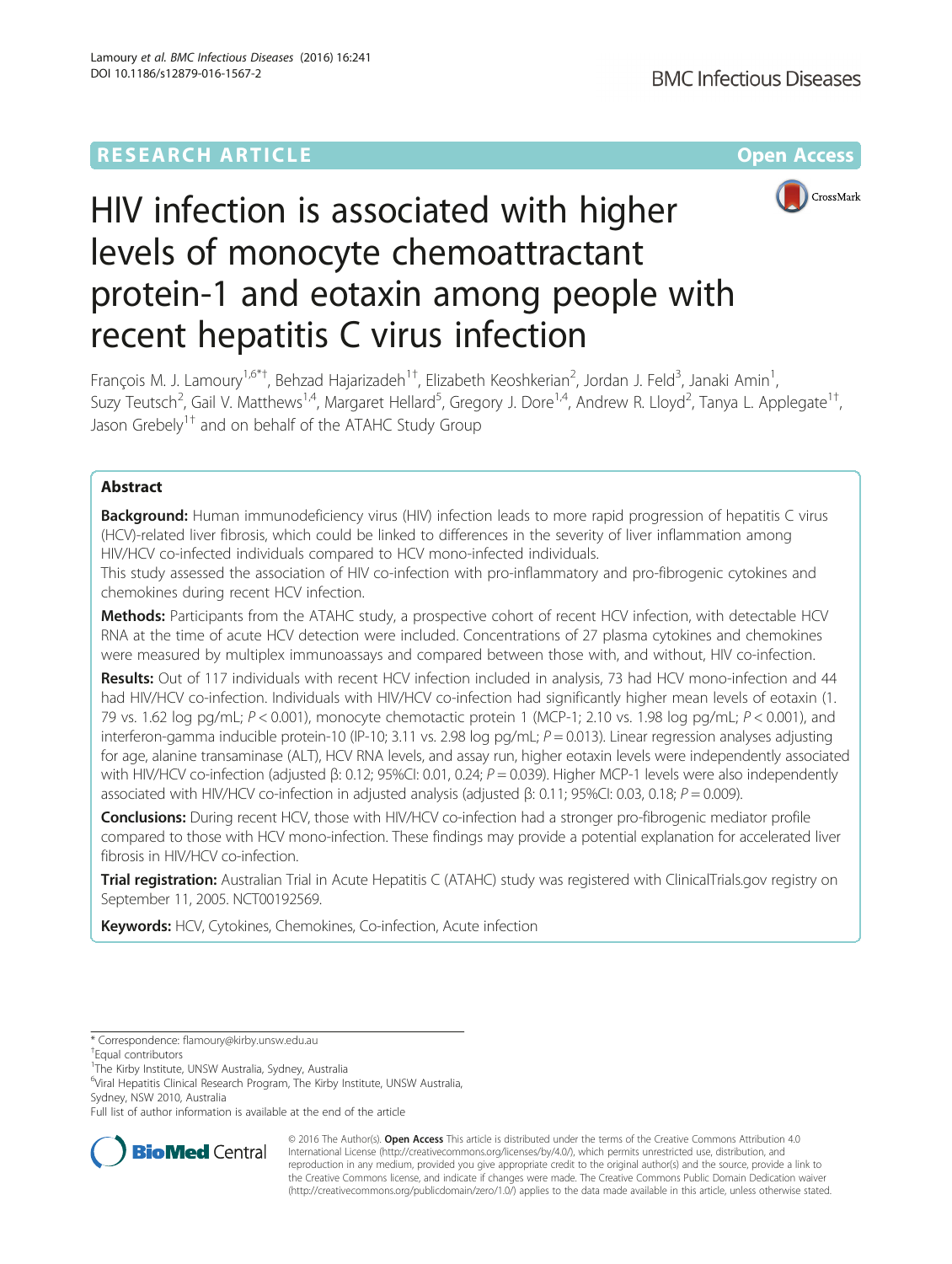RESEARCH ARTICLE

Open Access

# HIV infection is associated with higher levels of monocyte chemoattractant protein-1 and eotaxin among people with recent hepatitis C virus infection

François M. J. Lamoury[1,6*†], Behzad Hajarizadeh[1†], Elizabeth Keoshkerian[2], Jordan J. Feld[3], Janaki Amin[1], Suzy Teutsch[2], Gail V. Matthews[1,4], Margaret Hellard[5], Gregory J. Dore[1,4], Andrew R. Lloyd[2], Tanya L. Applegate[1†], Jason Grebely[1†] and on behalf of the ATAHC Study Group

## Abstract

**Background:** Human immunodeficiency virus (HIV) infection leads to more rapid progression of hepatitis C virus (HCV)-related liver fibrosis, which could be linked to differences in the severity of liver inflammation among HIV/HCV co-infected individuals compared to HCV mono-infected individuals.
This study assessed the association of HIV co-infection with pro-inflammatory and pro-fibrogenic cytokines and chemokines during recent HCV infection.

**Methods:** Participants from the ATAHC study, a prospective cohort of recent HCV infection, with detectable HCV RNA at the time of acute HCV detection were included. Concentrations of 27 plasma cytokines and chemokines were measured by multiplex immunoassays and compared between those with, and without, HIV co-infection.

**Results:** Out of 117 individuals with recent HCV infection included in analysis, 73 had HCV mono-infection and 44 had HIV/HCV co-infection. Individuals with HIV/HCV co-infection had significantly higher mean levels of eotaxin (1.79 vs. 1.62 log pg/mL; $P < 0.001$), monocyte chemotactic protein 1 (MCP-1; 2.10 vs. 1.98 log pg/mL; $P < 0.001$), and interferon-gamma inducible protein-10 (IP-10; 3.11 vs. 2.98 log pg/mL; $P = 0.013$). Linear regression analyses adjusting for age, alanine transaminase (ALT), HCV RNA levels, and assay run, higher eotaxin levels were independently associated with HIV/HCV co-infection (adjusted β: 0.12; 95%CI: 0.01, 0.24; $P = 0.039$). Higher MCP-1 levels were also independently associated with HIV/HCV co-infection in adjusted analysis (adjusted β: 0.11; 95%CI: 0.03, 0.18; $P = 0.009$).

**Conclusions:** During recent HCV, those with HIV/HCV co-infection had a stronger pro-fibrogenic mediator profile compared to those with HCV mono-infection. These findings may provide a potential explanation for accelerated liver fibrosis in HIV/HCV co-infection.

**Trial registration:** Australian Trial in Acute Hepatitis C (ATAHC) study was registered with ClinicalTrials.gov registry on September 11, 2005. NCT00192569.

**Keywords:** HCV, Cytokines, Chemokines, Co-infection, Acute infection

\* Correspondence: flamoury@kirby.unsw.edu.au
†Equal contributors
[1]The Kirby Institute, UNSW Australia, Sydney, Australia
[6]Viral Hepatitis Clinical Research Program, The Kirby Institute, UNSW Australia, Sydney, NSW 2010, Australia
Full list of author information is available at the end of the article

© 2016 The Author(s). **Open Access** This article is distributed under the terms of the Creative Commons Attribution 4.0 International License (http://creativecommons.org/licenses/by/4.0/), which permits unrestricted use, distribution, and reproduction in any medium, provided you give appropriate credit to the original author(s) and the source, provide a link to the Creative Commons license, and indicate if changes were made. The Creative Commons Public Domain Dedication waiver (http://creativecommons.org/publicdomain/zero/1.0/) applies to the data made available in this article, unless otherwise stated.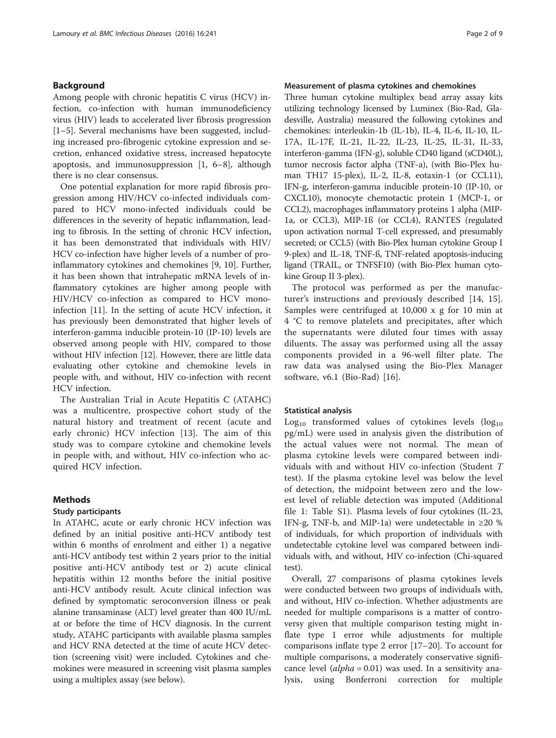## Background

Among people with chronic hepatitis C virus (HCV) infection, co-infection with human immunodeficiency virus (HIV) leads to accelerated liver fibrosis progression [1–5]. Several mechanisms have been suggested, including increased pro-fibrogenic cytokine expression and secretion, enhanced oxidative stress, increased hepatocyte apoptosis, and immunosuppression [1, 6–8], although there is no clear consensus.

One potential explanation for more rapid fibrosis progression among HIV/HCV co-infected individuals compared to HCV mono-infected individuals could be differences in the severity of hepatic inflammation, leading to fibrosis. In the setting of chronic HCV infection, it has been demonstrated that individuals with HIV/HCV co-infection have higher levels of a number of pro-inflammatory cytokines and chemokines [9, 10]. Further, it has been shown that intrahepatic mRNA levels of inflammatory cytokines are higher among people with HIV/HCV co-infection as compared to HCV mono-infection [11]. In the setting of acute HCV infection, it has previously been demonstrated that higher levels of interferon-gamma inducible protein-10 (IP-10) levels are observed among people with HIV, compared to those without HIV infection [12]. However, there are little data evaluating other cytokine and chemokine levels in people with, and without, HIV co-infection with recent HCV infection.

The Australian Trial in Acute Hepatitis C (ATAHC) was a multicentre, prospective cohort study of the natural history and treatment of recent (acute and early chronic) HCV infection [13]. The aim of this study was to compare cytokine and chemokine levels in people with, and without, HIV co-infection who acquired HCV infection.

## Methods

### Study participants

In ATAHC, acute or early chronic HCV infection was defined by an initial positive anti-HCV antibody test within 6 months of enrolment and either 1) a negative anti-HCV antibody test within 2 years prior to the initial positive anti-HCV antibody test or 2) acute clinical hepatitis within 12 months before the initial positive anti-HCV antibody result. Acute clinical infection was defined by symptomatic seroconversion illness or peak alanine transaminase (ALT) level greater than 400 IU/mL at or before the time of HCV diagnosis. In the current study, ATAHC participants with available plasma samples and HCV RNA detected at the time of acute HCV detection (screening visit) were included. Cytokines and chemokines were measured in screening visit plasma samples using a multiplex assay (see below).

### Measurement of plasma cytokines and chemokines

Three human cytokine multiplex bead array assay kits utilizing technology licensed by Luminex (Bio-Rad, Gladesville, Australia) measured the following cytokines and chemokines: interleukin-1b (IL-1b), IL-4, IL-6, IL-10, IL-17A, IL-17F, IL-21, IL-22, IL-23, IL-25, IL-31, IL-33, interferon-gamma (IFN-g), soluble CD40 ligand (sCD40L), tumor necrosis factor alpha (TNF-a), (with Bio-Plex human TH17 15-plex), IL-2, IL-8, eotaxin-1 (or CCL11), IFN-g, interferon-gamma inducible protein-10 (IP-10, or CXCL10), monocyte chemotactic protein 1 (MCP-1, or CCL2), macrophages inflammatory proteins 1 alpha (MIP-1a, or CCL3), MIP-1ß (or CCL4), RANTES (regulated upon activation normal T-cell expressed, and presumably secreted; or CCL5) (with Bio-Plex human cytokine Group I 9-plex) and IL-18, TNF-ß, TNF-related apoptosis-inducing ligand (TRAIL, or TNFSF10) (with Bio-Plex human cytokine Group II 3-plex).

The protocol was performed as per the manufacturer's instructions and previously described [14, 15]. Samples were centrifuged at 10,000 x g for 10 min at 4 °C to remove platelets and precipitates, after which the supernatants were diluted four times with assay diluents. The assay was performed using all the assay components provided in a 96-well filter plate. The raw data was analysed using the Bio-Plex Manager software, v6.1 (Bio-Rad) [16].

### Statistical analysis

$Log_{10}$ transformed values of cytokines levels ($log_{10}$ pg/mL) were used in analysis given the distribution of the actual values were not normal. The mean of plasma cytokine levels were compared between individuals with and without HIV co-infection (Student *T* test). If the plasma cytokine level was below the level of detection, the midpoint between zero and the lowest level of reliable detection was imputed (Additional file 1: Table S1). Plasma levels of four cytokines (IL-23, IFN-g, TNF-b, and MIP-1a) were undetectable in ≥20 % of individuals, for which proportion of individuals with undetectable cytokine level was compared between individuals with, and without, HIV co-infection (Chi-squared test).

Overall, 27 comparisons of plasma cytokines levels were conducted between two groups of individuals with, and without, HIV co-infection. Whether adjustments are needed for multiple comparisons is a matter of controversy given that multiple comparison testing might inflate type 1 error while adjustments for multiple comparisons inflate type 2 error [17–20]. To account for multiple comparisons, a moderately conservative significance level (*alpha* = 0.01) was used. In a sensitivity analysis, using Bonferroni correction for multiple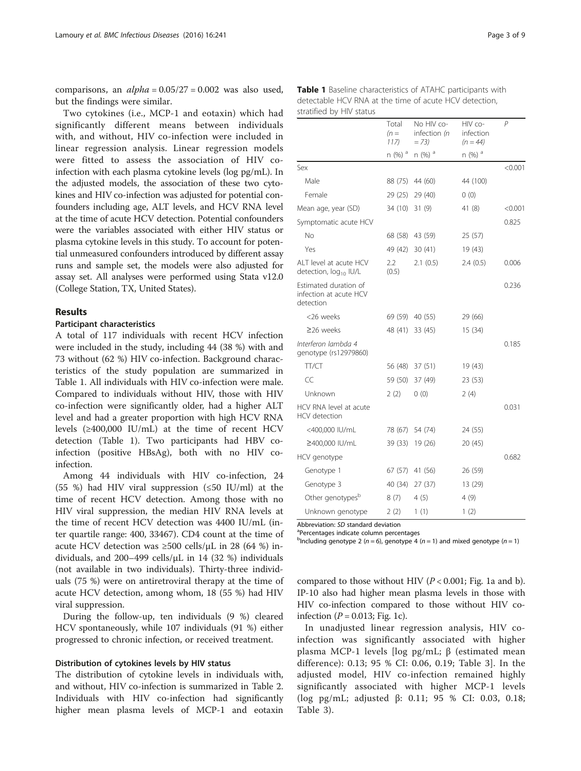comparisons, an *alpha* = 0.05/27 = 0.002 was also used, but the findings were similar.

Two cytokines (i.e., MCP-1 and eotaxin) which had significantly different means between individuals with, and without, HIV co-infection were included in linear regression analysis. Linear regression models were fitted to assess the association of HIV co-infection with each plasma cytokine levels (log pg/mL). In the adjusted models, the association of these two cytokines and HIV co-infection was adjusted for potential confounders including age, ALT levels, and HCV RNA level at the time of acute HCV detection. Potential confounders were the variables associated with either HIV status or plasma cytokine levels in this study. To account for potential unmeasured confounders introduced by different assay runs and sample set, the models were also adjusted for assay set. All analyses were performed using Stata v12.0 (College Station, TX, United States).

## Results

### Participant characteristics

A total of 117 individuals with recent HCV infection were included in the study, including 44 (38 %) with and 73 without (62 %) HIV co-infection. Background characteristics of the study population are summarized in Table 1. All individuals with HIV co-infection were male. Compared to individuals without HIV, those with HIV co-infection were significantly older, had a higher ALT level and had a greater proportion with high HCV RNA levels (≥400,000 IU/mL) at the time of recent HCV detection (Table 1). Two participants had HBV co-infection (positive HBsAg), both with no HIV co-infection.

Among 44 individuals with HIV co-infection, 24 (55 %) had HIV viral suppression (≤50 IU/ml) at the time of recent HCV detection. Among those with no HIV viral suppression, the median HIV RNA levels at the time of recent HCV detection was 4400 IU/mL (inter quartile range: 400, 33467). CD4 count at the time of acute HCV detection was ≥500 cells/μL in 28 (64 %) individuals, and 200–499 cells/μL in 14 (32 %) individuals (not available in two individuals). Thirty-three individuals (75 %) were on antiretroviral therapy at the time of acute HCV detection, among whom, 18 (55 %) had HIV viral suppression.

During the follow-up, ten individuals (9 %) cleared HCV spontaneously, while 107 individuals (91 %) either progressed to chronic infection, or received treatment.

### Distribution of cytokines levels by HIV status

The distribution of cytokine levels in individuals with, and without, HIV co-infection is summarized in Table 2. Individuals with HIV co-infection had significantly higher mean plasma levels of MCP-1 and eotaxin compared to those without HIV ($P < 0.001$; Fig. 1a and b). IP-10 also had higher mean plasma levels in those with HIV co-infection compared to those without HIV co-infection ($P = 0.013$; Fig. 1c).

In unadjusted linear regression analysis, HIV co-infection was significantly associated with higher plasma MCP-1 levels [log pg/mL; β (estimated mean difference): 0.13; 95 % CI: 0.06, 0.19; Table 3]. In the adjusted model, HIV co-infection remained highly significantly associated with higher MCP-1 levels (log pg/mL; adjusted β: 0.11; 95 % CI: 0.03, 0.18; Table 3).

**Table 1** Baseline characteristics of ATAHC participants with detectable HCV RNA at the time of acute HCV detection, stratified by HIV status

| | Total (*n* = 117) | No HIV co-infection (*n* = 73) | HIV co-infection (*n* = 44) | *P* |
|---|---|---|---|---|
| | n (%) [a] | n (%) [a] | n (%) [a] | |
| Sex | | | | <0.001 |
| Male | 88 (75) | 44 (60) | 44 (100) | |
| Female | 29 (25) | 29 (40) | 0 (0) | |
| Mean age, year (SD) | 34 (10) | 31 (9) | 41 (8) | <0.001 |
| Symptomatic acute HCV | | | | 0.825 |
| No | 68 (58) | 43 (59) | 25 (57) | |
| Yes | 49 (42) | 30 (41) | 19 (43) | |
| ALT level at acute HCV detection, $\log_{10}$ IU/L | 2.2 (0.5) | 2.1 (0.5) | 2.4 (0.5) | 0.006 |
| Estimated duration of infection at acute HCV detection | | | | 0.236 |
| <26 weeks | 69 (59) | 40 (55) | 29 (66) | |
| ≥26 weeks | 48 (41) | 33 (45) | 15 (34) | |
| *Interferon lambda 4 genotype (rs12979860)* | | | | 0.185 |
| TT/CT | 56 (48) | 37 (51) | 19 (43) | |
| CC | 59 (50) | 37 (49) | 23 (53) | |
| Unknown | 2 (2) | 0 (0) | 2 (4) | |
| HCV RNA level at acute HCV detection | | | | 0.031 |
| <400,000 IU/mL | 78 (67) | 54 (74) | 24 (55) | |
| ≥400,000 IU/mL | 39 (33) | 19 (26) | 20 (45) | |
| HCV genotype | | | | 0.682 |
| Genotype 1 | 67 (57) | 41 (56) | 26 (59) | |
| Genotype 3 | 40 (34) | 27 (37) | 13 (29) | |
| Other genotypes[b] | 8 (7) | 4 (5) | 4 (9) | |
| Unknown genotype | 2 (2) | 1 (1) | 1 (2) | |

Abbreviation: *SD* standard deviation
[a]Percentages indicate column percentages
[b]Including genotype 2 (*n* = 6), genotype 4 (*n* = 1) and mixed genotype (*n* = 1)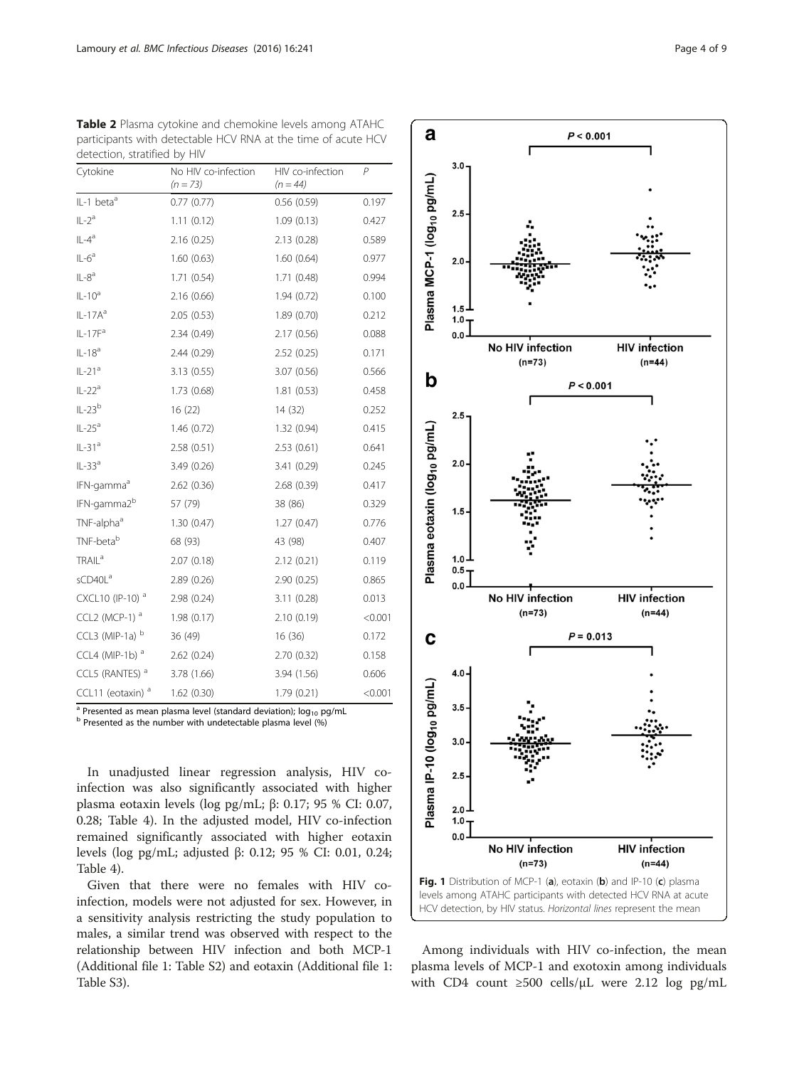**Table 2** Plasma cytokine and chemokine levels among ATAHC participants with detectable HCV RNA at the time of acute HCV detection, stratified by HIV

| Cytokine | No HIV co-infection (n = 73) | HIV co-infection (n = 44) | P |
|---|---|---|---|
| IL-1 beta[a] | 0.77 (0.77) | 0.56 (0.59) | 0.197 |
| IL-2[a] | 1.11 (0.12) | 1.09 (0.13) | 0.427 |
| IL-4[a] | 2.16 (0.25) | 2.13 (0.28) | 0.589 |
| IL-6[a] | 1.60 (0.63) | 1.60 (0.64) | 0.977 |
| IL-8[a] | 1.71 (0.54) | 1.71 (0.48) | 0.994 |
| IL-10[a] | 2.16 (0.66) | 1.94 (0.72) | 0.100 |
| IL-17A[a] | 2.05 (0.53) | 1.89 (0.70) | 0.212 |
| IL-17F[a] | 2.34 (0.49) | 2.17 (0.56) | 0.088 |
| IL-18[a] | 2.44 (0.29) | 2.52 (0.25) | 0.171 |
| IL-21[a] | 3.13 (0.55) | 3.07 (0.56) | 0.566 |
| IL-22[a] | 1.73 (0.68) | 1.81 (0.53) | 0.458 |
| IL-23[b] | 16 (22) | 14 (32) | 0.252 |
| IL-25[a] | 1.46 (0.72) | 1.32 (0.94) | 0.415 |
| IL-31[a] | 2.58 (0.51) | 2.53 (0.61) | 0.641 |
| IL-33[a] | 3.49 (0.26) | 3.41 (0.29) | 0.245 |
| IFN-gamma[a] | 2.62 (0.36) | 2.68 (0.39) | 0.417 |
| IFN-gamma2[b] | 57 (79) | 38 (86) | 0.329 |
| TNF-alpha[a] | 1.30 (0.47) | 1.27 (0.47) | 0.776 |
| TNF-beta[b] | 68 (93) | 43 (98) | 0.407 |
| TRAIL[a] | 2.07 (0.18) | 2.12 (0.21) | 0.119 |
| sCD40L[a] | 2.89 (0.26) | 2.90 (0.25) | 0.865 |
| CXCL10 (IP-10) [a] | 2.98 (0.24) | 3.11 (0.28) | 0.013 |
| CCL2 (MCP-1) [a] | 1.98 (0.17) | 2.10 (0.19) | <0.001 |
| CCL3 (MIP-1a) [b] | 36 (49) | 16 (36) | 0.172 |
| CCL4 (MIP-1b) [a] | 2.62 (0.24) | 2.70 (0.32) | 0.158 |
| CCL5 (RANTES) [a] | 3.78 (1.66) | 3.94 (1.56) | 0.606 |
| CCL11 (eotaxin) [a] | 1.62 (0.30) | 1.79 (0.21) | <0.001 |

[a] Presented as mean plasma level (standard deviation); $log_{10}$ pg/mL
[b] Presented as the number with undetectable plasma level (%)

In unadjusted linear regression analysis, HIV co-infection was also significantly associated with higher plasma eotaxin levels (log pg/mL; β: 0.17; 95 % CI: 0.07, 0.28; Table 4). In the adjusted model, HIV co-infection remained significantly associated with higher eotaxin levels (log pg/mL; adjusted β: 0.12; 95 % CI: 0.01, 0.24; Table 4).

Given that there were no females with HIV co-infection, models were not adjusted for sex. However, in a sensitivity analysis restricting the study population to males, a similar trend was observed with respect to the relationship between HIV infection and both MCP-1 (Additional file 1: Table S2) and eotaxin (Additional file 1: Table S3).

**Fig. 1** Distribution of MCP-1 (**a**), eotaxin (**b**) and IP-10 (**c**) plasma levels among ATAHC participants with detected HCV RNA at acute HCV detection, by HIV status. *Horizontal lines* represent the mean

Among individuals with HIV co-infection, the mean plasma levels of MCP-1 and exotoxin among individuals with CD4 count ≥500 cells/μL were 2.12 log pg/mL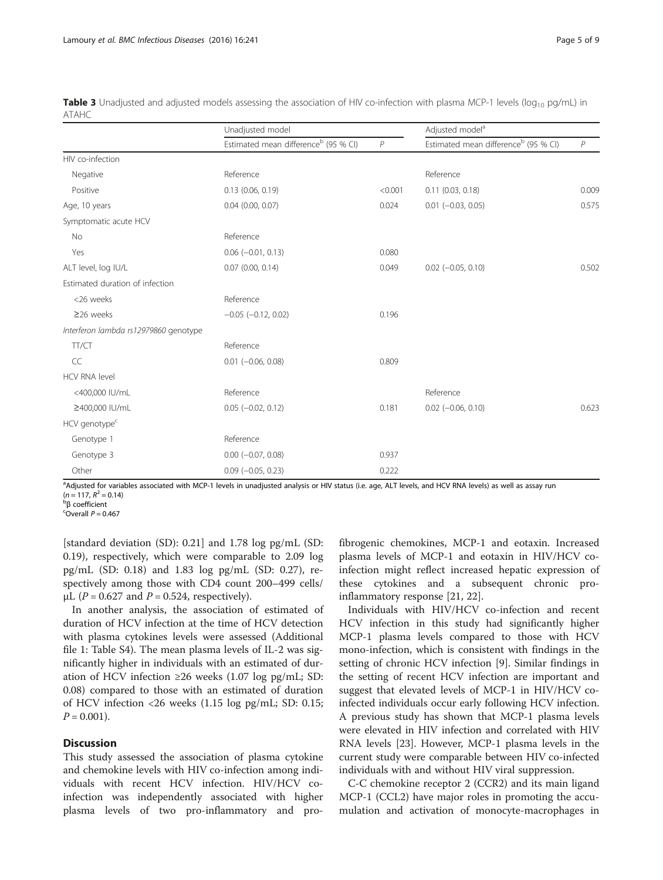**Table 3** Unadjusted and adjusted models assessing the association of HIV co-infection with plasma MCP-1 levels ($log_{10}$ pg/mL) in ATAHC

| | Unadjusted model | | Adjusted model[a] | |
|---|---|---|---|---|
| | Estimated mean difference[b] (95 % CI) | *P* | Estimated mean difference[b] (95 % CI) | *P* |
| HIV co-infection | | | | |
| Negative | Reference | | Reference | |
| Positive | 0.13 (0.06, 0.19) | <0.001 | 0.11 (0.03, 0.18) | 0.009 |
| Age, 10 years | 0.04 (0.00, 0.07) | 0.024 | 0.01 (−0.03, 0.05) | 0.575 |
| Symptomatic acute HCV | | | | |
| No | Reference | | | |
| Yes | 0.06 (−0.01, 0.13) | 0.080 | | |
| ALT level, log IU/L | 0.07 (0.00, 0.14) | 0.049 | 0.02 (−0.05, 0.10) | 0.502 |
| Estimated duration of infection | | | | |
| <26 weeks | Reference | | | |
| ≥26 weeks | −0.05 (−0.12, 0.02) | 0.196 | | |
| *Interferon lambda rs12979860 genotype* | | | | |
| TT/CT | Reference | | | |
| CC | 0.01 (−0.06, 0.08) | 0.809 | | |
| HCV RNA level | | | | |
| <400,000 IU/mL | Reference | | Reference | |
| ≥400,000 IU/mL | 0.05 (−0.02, 0.12) | 0.181 | 0.02 (−0.06, 0.10) | 0.623 |
| HCV genotype[c] | | | | |
| Genotype 1 | Reference | | | |
| Genotype 3 | 0.00 (−0.07, 0.08) | 0.937 | | |
| Other | 0.09 (−0.05, 0.23) | 0.222 | | |

[a]Adjusted for variables associated with MCP-1 levels in unadjusted analysis or HIV status (i.e. age, ALT levels, and HCV RNA levels) as well as assay run ($n = 117$, $R^2 = 0.14$)
[b]β coefficient
[c]Overall $P = 0.467$

[standard deviation (SD): 0.21] and 1.78 log pg/mL (SD: 0.19), respectively, which were comparable to 2.09 log pg/mL (SD: 0.18) and 1.83 log pg/mL (SD: 0.27), respectively among those with CD4 count 200–499 cells/μL ($P = 0.627$ and $P = 0.524$, respectively).

In another analysis, the association of estimated of duration of HCV infection at the time of HCV detection with plasma cytokines levels were assessed (Additional file 1: Table S4). The mean plasma levels of IL-2 was significantly higher in individuals with an estimated of duration of HCV infection ≥26 weeks (1.07 log pg/mL; SD: 0.08) compared to those with an estimated of duration of HCV infection <26 weeks (1.15 log pg/mL; SD: 0.15; $P = 0.001$).

## Discussion

This study assessed the association of plasma cytokine and chemokine levels with HIV co-infection among individuals with recent HCV infection. HIV/HCV co-infection was independently associated with higher plasma levels of two pro-inflammatory and pro-fibrogenic chemokines, MCP-1 and eotaxin. Increased plasma levels of MCP-1 and eotaxin in HIV/HCV co-infection might reflect increased hepatic expression of these cytokines and a subsequent chronic pro-inflammatory response [21, 22].

Individuals with HIV/HCV co-infection and recent HCV infection in this study had significantly higher MCP-1 plasma levels compared to those with HCV mono-infection, which is consistent with findings in the setting of chronic HCV infection [9]. Similar findings in the setting of recent HCV infection are important and suggest that elevated levels of MCP-1 in HIV/HCV co-infected individuals occur early following HCV infection. A previous study has shown that MCP-1 plasma levels were elevated in HIV infection and correlated with HIV RNA levels [23]. However, MCP-1 plasma levels in the current study were comparable between HIV co-infected individuals with and without HIV viral suppression.

C-C chemokine receptor 2 (CCR2) and its main ligand MCP-1 (CCL2) have major roles in promoting the accumulation and activation of monocyte-macrophages in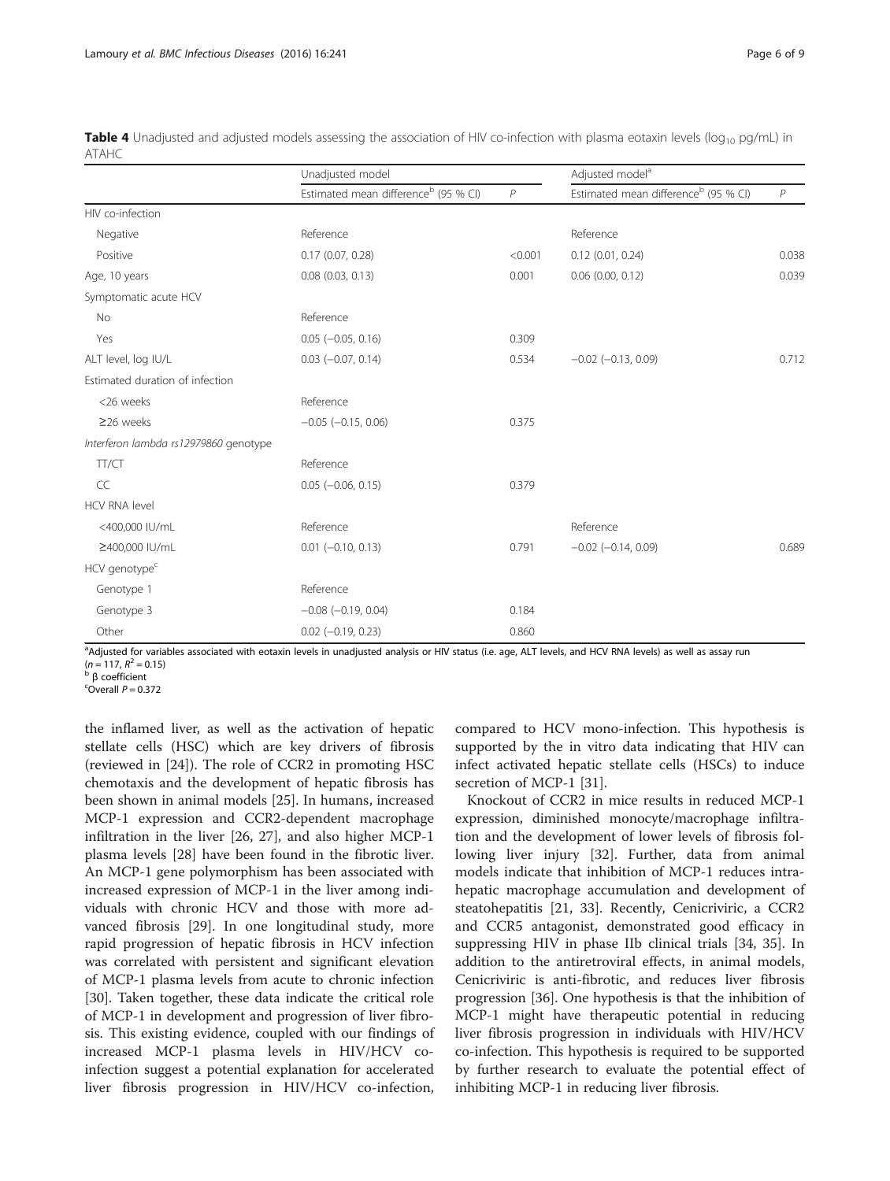**Table 4** Unadjusted and adjusted models assessing the association of HIV co-infection with plasma eotaxin levels ($\log_{10}$ pg/mL) in ATAHC

| | Unadjusted model | | Adjusted model[a] | |
|---|---|---|---|---|
| | Estimated mean difference[b] (95 % CI) | *P* | Estimated mean difference[b] (95 % CI) | *P* |
| HIV co-infection | | | | |
| Negative | Reference | | Reference | |
| Positive | 0.17 (0.07, 0.28) | <0.001 | 0.12 (0.01, 0.24) | 0.038 |
| Age, 10 years | 0.08 (0.03, 0.13) | 0.001 | 0.06 (0.00, 0.12) | 0.039 |
| Symptomatic acute HCV | | | | |
| No | Reference | | | |
| Yes | 0.05 (−0.05, 0.16) | 0.309 | | |
| ALT level, log IU/L | 0.03 (−0.07, 0.14) | 0.534 | −0.02 (−0.13, 0.09) | 0.712 |
| Estimated duration of infection | | | | |
| <26 weeks | Reference | | | |
| ≥26 weeks | −0.05 (−0.15, 0.06) | 0.375 | | |
| *Interferon lambda rs12979860* genotype | | | | |
| TT/CT | Reference | | | |
| CC | 0.05 (−0.06, 0.15) | 0.379 | | |
| HCV RNA level | | | | |
| <400,000 IU/mL | Reference | | Reference | |
| ≥400,000 IU/mL | 0.01 (−0.10, 0.13) | 0.791 | −0.02 (−0.14, 0.09) | 0.689 |
| HCV genotype[c] | | | | |
| Genotype 1 | Reference | | | |
| Genotype 3 | −0.08 (−0.19, 0.04) | 0.184 | | |
| Other | 0.02 (−0.19, 0.23) | 0.860 | | |

[a]Adjusted for variables associated with eotaxin levels in unadjusted analysis or HIV status (i.e. age, ALT levels, and HCV RNA levels) as well as assay run ($n = 117$, $R^2 = 0.15$)
[b] β coefficient
[c]Overall $P = 0.372$

the inflamed liver, as well as the activation of hepatic stellate cells (HSC) which are key drivers of fibrosis (reviewed in [24]). The role of CCR2 in promoting HSC chemotaxis and the development of hepatic fibrosis has been shown in animal models [25]. In humans, increased MCP-1 expression and CCR2-dependent macrophage infiltration in the liver [26, 27], and also higher MCP-1 plasma levels [28] have been found in the fibrotic liver. An MCP-1 gene polymorphism has been associated with increased expression of MCP-1 in the liver among individuals with chronic HCV and those with more advanced fibrosis [29]. In one longitudinal study, more rapid progression of hepatic fibrosis in HCV infection was correlated with persistent and significant elevation of MCP-1 plasma levels from acute to chronic infection [30]. Taken together, these data indicate the critical role of MCP-1 in development and progression of liver fibrosis. This existing evidence, coupled with our findings of increased MCP-1 plasma levels in HIV/HCV co-infection suggest a potential explanation for accelerated liver fibrosis progression in HIV/HCV co-infection, compared to HCV mono-infection. This hypothesis is supported by the in vitro data indicating that HIV can infect activated hepatic stellate cells (HSCs) to induce secretion of MCP-1 [31].

Knockout of CCR2 in mice results in reduced MCP-1 expression, diminished monocyte/macrophage infiltration and the development of lower levels of fibrosis following liver injury [32]. Further, data from animal models indicate that inhibition of MCP-1 reduces intrahepatic macrophage accumulation and development of steatohepatitis [21, 33]. Recently, Cenicriviric, a CCR2 and CCR5 antagonist, demonstrated good efficacy in suppressing HIV in phase IIb clinical trials [34, 35]. In addition to the antiretroviral effects, in animal models, Cenicriviric is anti-fibrotic, and reduces liver fibrosis progression [36]. One hypothesis is that the inhibition of MCP-1 might have therapeutic potential in reducing liver fibrosis progression in individuals with HIV/HCV co-infection. This hypothesis is required to be supported by further research to evaluate the potential effect of inhibiting MCP-1 in reducing liver fibrosis.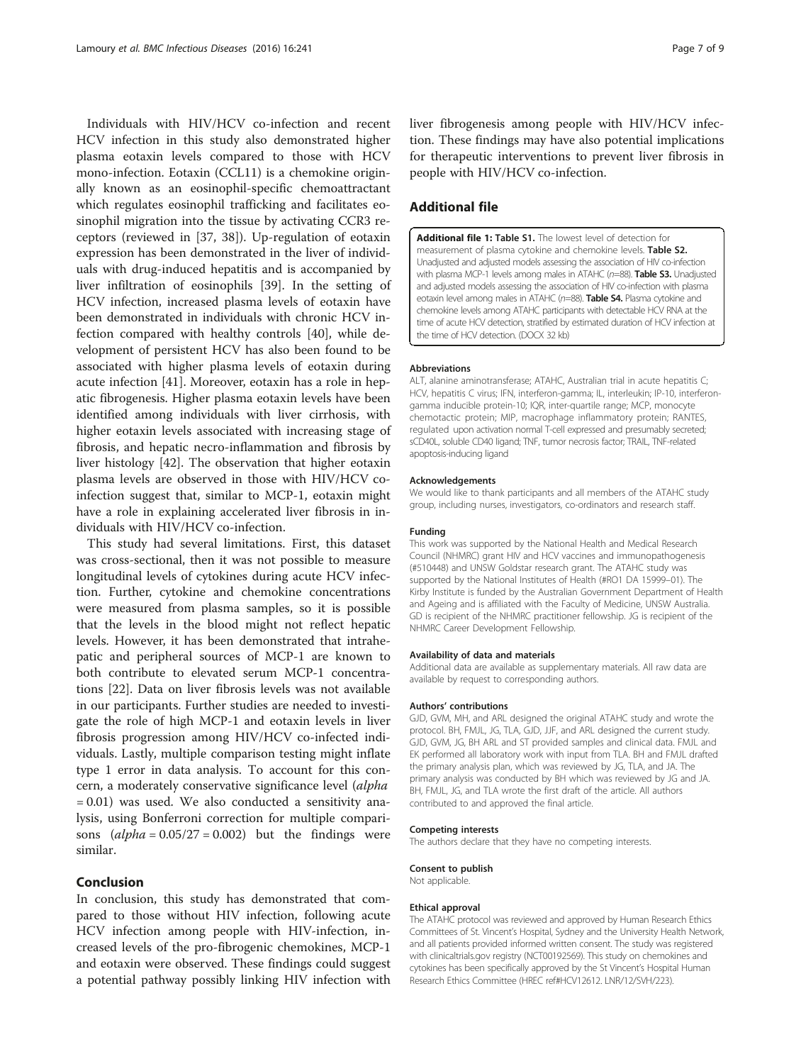Individuals with HIV/HCV co-infection and recent HCV infection in this study also demonstrated higher plasma eotaxin levels compared to those with HCV mono-infection. Eotaxin (CCL11) is a chemokine originally known as an eosinophil-specific chemoattractant which regulates eosinophil trafficking and facilitates eosinophil migration into the tissue by activating CCR3 receptors (reviewed in [37, 38]). Up-regulation of eotaxin expression has been demonstrated in the liver of individuals with drug-induced hepatitis and is accompanied by liver infiltration of eosinophils [39]. In the setting of HCV infection, increased plasma levels of eotaxin have been demonstrated in individuals with chronic HCV infection compared with healthy controls [40], while development of persistent HCV has also been found to be associated with higher plasma levels of eotaxin during acute infection [41]. Moreover, eotaxin has a role in hepatic fibrogenesis. Higher plasma eotaxin levels have been identified among individuals with liver cirrhosis, with higher eotaxin levels associated with increasing stage of fibrosis, and hepatic necro-inflammation and fibrosis by liver histology [42]. The observation that higher eotaxin plasma levels are observed in those with HIV/HCV co-infection suggest that, similar to MCP-1, eotaxin might have a role in explaining accelerated liver fibrosis in individuals with HIV/HCV co-infection.

This study had several limitations. First, this dataset was cross-sectional, then it was not possible to measure longitudinal levels of cytokines during acute HCV infection. Further, cytokine and chemokine concentrations were measured from plasma samples, so it is possible that the levels in the blood might not reflect hepatic levels. However, it has been demonstrated that intrahepatic and peripheral sources of MCP-1 are known to both contribute to elevated serum MCP-1 concentrations [22]. Data on liver fibrosis levels was not available in our participants. Further studies are needed to investigate the role of high MCP-1 and eotaxin levels in liver fibrosis progression among HIV/HCV co-infected individuals. Lastly, multiple comparison testing might inflate type 1 error in data analysis. To account for this concern, a moderately conservative significance level (*alpha* = 0.01) was used. We also conducted a sensitivity analysis, using Bonferroni correction for multiple comparisons (*alpha* = 0.05/27 = 0.002) but the findings were similar.

## Conclusion

In conclusion, this study has demonstrated that compared to those without HIV infection, following acute HCV infection among people with HIV-infection, increased levels of the pro-fibrogenic chemokines, MCP-1 and eotaxin were observed. These findings could suggest a potential pathway possibly linking HIV infection with liver fibrogenesis among people with HIV/HCV infection. These findings may have also potential implications for therapeutic interventions to prevent liver fibrosis in people with HIV/HCV co-infection.

## Additional file

**Additional file 1: Table S1.** The lowest level of detection for measurement of plasma cytokine and chemokine levels. **Table S2.** Unadjusted and adjusted models assessing the association of HIV co-infection with plasma MCP-1 levels among males in ATAHC (*n*=88). **Table S3.** Unadjusted and adjusted models assessing the association of HIV co-infection with plasma eotaxin level among males in ATAHC (*n*=88). **Table S4.** Plasma cytokine and chemokine levels among ATAHC participants with detectable HCV RNA at the time of acute HCV detection, stratified by estimated duration of HCV infection at the time of HCV detection. (DOCX 32 kb)

#### Abbreviations

ALT, alanine aminotransferase; ATAHC, Australian trial in acute hepatitis C; HCV, hepatitis C virus; IFN, interferon-gamma; IL, interleukin; IP-10, interferon-gamma inducible protein-10; IQR, inter-quartile range; MCP, monocyte chemotactic protein; MIP, macrophage inflammatory protein; RANTES, regulated upon activation normal T-cell expressed and presumably secreted; sCD40L, soluble CD40 ligand; TNF, tumor necrosis factor; TRAIL, TNF-related apoptosis-inducing ligand

#### Acknowledgements

We would like to thank participants and all members of the ATAHC study group, including nurses, investigators, co-ordinators and research staff.

#### Funding

This work was supported by the National Health and Medical Research Council (NHMRC) grant HIV and HCV vaccines and immunopathogenesis (#510448) and UNSW Goldstar research grant. The ATAHC study was supported by the National Institutes of Health (#RO1 DA 15999–01). The Kirby Institute is funded by the Australian Government Department of Health and Ageing and is affiliated with the Faculty of Medicine, UNSW Australia. GD is recipient of the NHMRC practitioner fellowship. JG is recipient of the NHMRC Career Development Fellowship.

#### Availability of data and materials

Additional data are available as supplementary materials. All raw data are available by request to corresponding authors.

#### Authors' contributions

GJD, GVM, MH, and ARL designed the original ATAHC study and wrote the protocol. BH, FMJL, JG, TLA, GJD, JJF, and ARL designed the current study. GJD, GVM, JG, BH ARL and ST provided samples and clinical data. FMJL and EK performed all laboratory work with input from TLA. BH and FMJL drafted the primary analysis plan, which was reviewed by JG, TLA, and JA. The primary analysis was conducted by BH which was reviewed by JG and JA. BH, FMJL, JG, and TLA wrote the first draft of the article. All authors contributed to and approved the final article.

#### Competing interests

The authors declare that they have no competing interests.

#### Consent to publish

Not applicable.

#### Ethical approval

The ATAHC protocol was reviewed and approved by Human Research Ethics Committees of St. Vincent's Hospital, Sydney and the University Health Network, and all patients provided informed written consent. The study was registered with clinicaltrials.gov registry (NCT00192569). This study on chemokines and cytokines has been specifically approved by the St Vincent's Hospital Human Research Ethics Committee (HREC ref#HCV12612. LNR/12/SVH/223).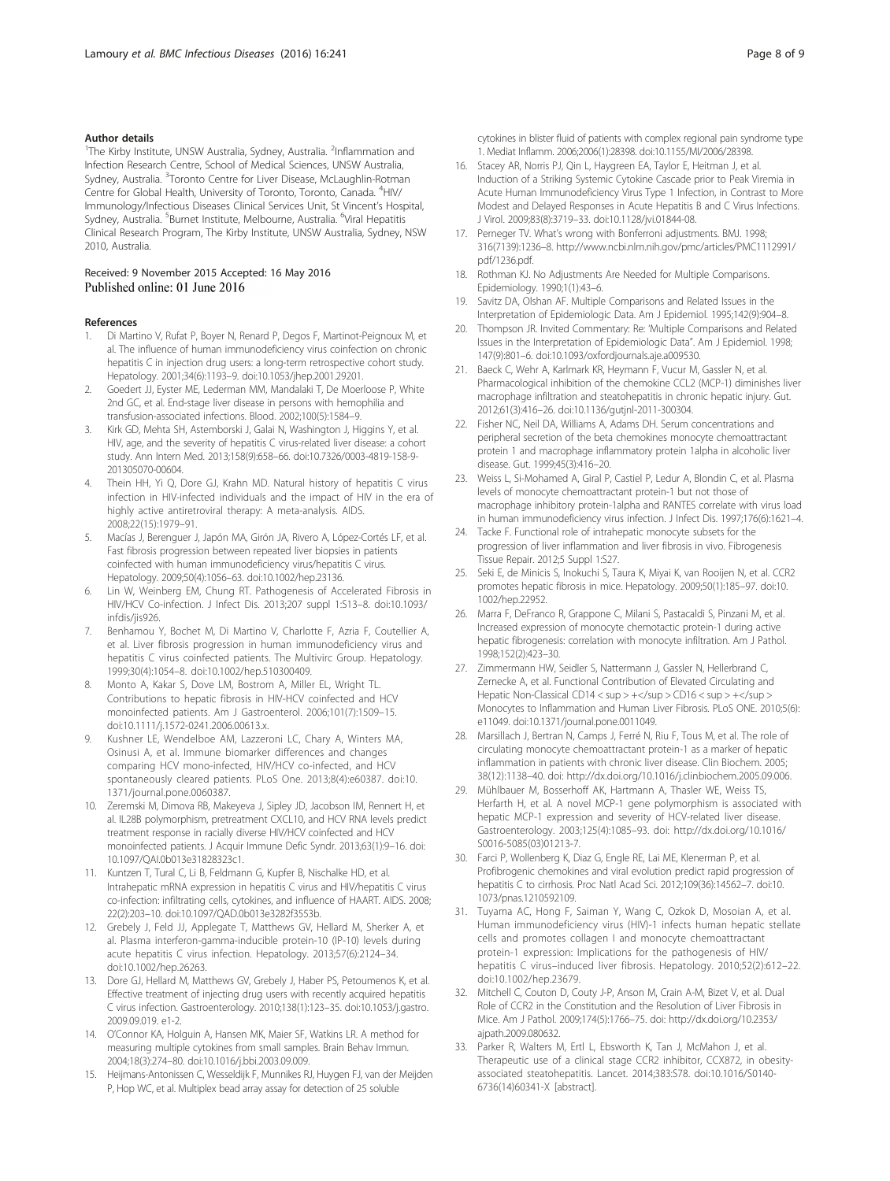#### Author details

[1]The Kirby Institute, UNSW Australia, Sydney, Australia. [2]Inflammation and Infection Research Centre, School of Medical Sciences, UNSW Australia, Sydney, Australia. [3]Toronto Centre for Liver Disease, McLaughlin-Rotman Centre for Global Health, University of Toronto, Toronto, Canada. [4]HIV/ Immunology/Infectious Diseases Clinical Services Unit, St Vincent's Hospital, Sydney, Australia. [5]Burnet Institute, Melbourne, Australia. [6]Viral Hepatitis Clinical Research Program, The Kirby Institute, UNSW Australia, Sydney, NSW 2010, Australia.

Received: 9 November 2015 Accepted: 16 May 2016
Published online: 01 June 2016

#### References

1. Di Martino V, Rufat P, Boyer N, Renard P, Degos F, Martinot-Peignoux M, et al. The influence of human immunodeficiency virus coinfection on chronic hepatitis C in injection drug users: a long-term retrospective cohort study. Hepatology. 2001;34(6):1193–9. doi:10.1053/jhep.2001.29201.
2. Goedert JJ, Eyster ME, Lederman MM, Mandalaki T, De Moerloose P, White 2nd GC, et al. End-stage liver disease in persons with hemophilia and transfusion-associated infections. Blood. 2002;100(5):1584–9.
3. Kirk GD, Mehta SH, Astemborski J, Galai N, Washington J, Higgins Y, et al. HIV, age, and the severity of hepatitis C virus-related liver disease: a cohort study. Ann Intern Med. 2013;158(9):658–66. doi:10.7326/0003-4819-158-9-201305070-00604.
4. Thein HH, Yi Q, Dore GJ, Krahn MD. Natural history of hepatitis C virus infection in HIV-infected individuals and the impact of HIV in the era of highly active antiretroviral therapy: A meta-analysis. AIDS. 2008;22(15):1979–91.
5. Macías J, Berenguer J, Japón MA, Girón JA, Rivero A, López-Cortés LF, et al. Fast fibrosis progression between repeated liver biopsies in patients coinfected with human immunodeficiency virus/hepatitis C virus. Hepatology. 2009;50(4):1056–63. doi:10.1002/hep.23136.
6. Lin W, Weinberg EM, Chung RT. Pathogenesis of Accelerated Fibrosis in HIV/HCV Co-infection. J Infect Dis. 2013;207 suppl 1:S13–8. doi:10.1093/infdis/jis926.
7. Benhamou Y, Bochet M, Di Martino V, Charlotte F, Azria F, Coutellier A, et al. Liver fibrosis progression in human immunodeficiency virus and hepatitis C virus coinfected patients. The Multivirc Group. Hepatology. 1999;30(4):1054–8. doi:10.1002/hep.510300409.
8. Monto A, Kakar S, Dove LM, Bostrom A, Miller EL, Wright TL. Contributions to hepatic fibrosis in HIV-HCV coinfected and HCV monoinfected patients. Am J Gastroenterol. 2006;101(7):1509–15. doi:10.1111/j.1572-0241.2006.00613.x.
9. Kushner LE, Wendelboe AM, Lazzeroni LC, Chary A, Winters MA, Osinusi A, et al. Immune biomarker differences and changes comparing HCV mono-infected, HIV/HCV co-infected, and HCV spontaneously cleared patients. PLoS One. 2013;8(4):e60387. doi:10.1371/journal.pone.0060387.
10. Zeremski M, Dimova RB, Makeyeva J, Sipley JD, Jacobson IM, Rennert H, et al. IL28B polymorphism, pretreatment CXCL10, and HCV RNA levels predict treatment response in racially diverse HIV/HCV coinfected and HCV monoinfected patients. J Acquir Immune Defic Syndr. 2013;63(1):9–16. doi:10.1097/QAI.0b013e31828323c1.
11. Kuntzen T, Tural C, Li B, Feldmann G, Kupfer B, Nischalke HD, et al. Intrahepatic mRNA expression in hepatitis C virus and HIV/hepatitis C virus co-infection: infiltrating cells, cytokines, and influence of HAART. AIDS. 2008;22(2):203–10. doi:10.1097/QAD.0b013e3282f3553b.
12. Grebely J, Feld JJ, Applegate T, Matthews GV, Hellard M, Sherker A, et al. Plasma interferon-gamma-inducible protein-10 (IP-10) levels during acute hepatitis C virus infection. Hepatology. 2013;57(6):2124–34. doi:10.1002/hep.26263.
13. Dore GJ, Hellard M, Matthews GV, Grebely J, Haber PS, Petoumenos K, et al. Effective treatment of injecting drug users with recently acquired hepatitis C virus infection. Gastroenterology. 2010;138(1):123–35. doi:10.1053/j.gastro.2009.09.019. e1-2.
14. O'Connor KA, Holguin A, Hansen MK, Maier SF, Watkins LR. A method for measuring multiple cytokines from small samples. Brain Behav Immun. 2004;18(3):274–80. doi:10.1016/j.bbi.2003.09.009.
15. Heijmans-Antonissen C, Wesseldijk F, Munnikes RJ, Huygen FJ, van der Meijden P, Hop WC, et al. Multiplex bead array assay for detection of 25 soluble cytokines in blister fluid of patients with complex regional pain syndrome type 1. Mediat Inflamm. 2006;2006(1):28398. doi:10.1155/MI/2006/28398.
16. Stacey AR, Norris PJ, Qin L, Haygreen EA, Taylor E, Heitman J, et al. Induction of a Striking Systemic Cytokine Cascade prior to Peak Viremia in Acute Human Immunodeficiency Virus Type 1 Infection, in Contrast to More Modest and Delayed Responses in Acute Hepatitis B and C Virus Infections. J Virol. 2009;83(8):3719–33. doi:10.1128/jvi.01844-08.
17. Perneger TV. What's wrong with Bonferroni adjustments. BMJ. 1998; 316(7139):1236–8. http://www.ncbi.nlm.nih.gov/pmc/articles/PMC1112991/pdf/1236.pdf.
18. Rothman KJ. No Adjustments Are Needed for Multiple Comparisons. Epidemiology. 1990;1(1):43–6.
19. Savitz DA, Olshan AF. Multiple Comparisons and Related Issues in the Interpretation of Epidemiologic Data. Am J Epidemiol. 1995;142(9):904–8.
20. Thompson JR. Invited Commentary: Re: 'Multiple Comparisons and Related Issues in the Interpretation of Epidemiologic Data". Am J Epidemiol. 1998; 147(9):801–6. doi:10.1093/oxfordjournals.aje.a009530.
21. Baeck C, Wehr A, Karlmark KR, Heymann F, Vucur M, Gassler N, et al. Pharmacological inhibition of the chemokine CCL2 (MCP-1) diminishes liver macrophage infiltration and steatohepatitis in chronic hepatic injury. Gut. 2012;61(3):416–26. doi:10.1136/gutjnl-2011-300304.
22. Fisher NC, Neil DA, Williams A, Adams DH. Serum concentrations and peripheral secretion of the beta chemokines monocyte chemoattractant protein 1 and macrophage inflammatory protein 1alpha in alcoholic liver disease. Gut. 1999;45(3):416–20.
23. Weiss L, Si-Mohamed A, Giral P, Castiel P, Ledur A, Blondin C, et al. Plasma levels of monocyte chemoattractant protein-1 but not those of macrophage inhibitory protein-1alpha and RANTES correlate with virus load in human immunodeficiency virus infection. J Infect Dis. 1997;176(6):1621–4.
24. Tacke F. Functional role of intrahepatic monocyte subsets for the progression of liver inflammation and liver fibrosis in vivo. Fibrogenesis Tissue Repair. 2012;5 Suppl 1:S27.
25. Seki E, de Minicis S, Inokuchi S, Taura K, Miyai K, van Rooijen N, et al. CCR2 promotes hepatic fibrosis in mice. Hepatology. 2009;50(1):185–97. doi:10.1002/hep.22952.
26. Marra F, DeFranco R, Grappone C, Milani S, Pastacaldi S, Pinzani M, et al. Increased expression of monocyte chemotactic protein-1 during active hepatic fibrogenesis: correlation with monocyte infiltration. Am J Pathol. 1998;152(2):423–30.
27. Zimmermann HW, Seidler S, Nattermann J, Gassler N, Hellerbrand C, Zernecke A, et al. Functional Contribution of Elevated Circulating and Hepatic Non-Classical CD14 < sup > +</sup > CD16 < sup > +</sup > Monocytes to Inflammation and Human Liver Fibrosis. PLoS ONE. 2010;5(6): e11049. doi:10.1371/journal.pone.0011049.
28. Marsillach J, Bertran N, Camps J, Ferré N, Riu F, Tous M, et al. The role of circulating monocyte chemoattractant protein-1 as a marker of hepatic inflammation in patients with chronic liver disease. Clin Biochem. 2005; 38(12):1138–40. doi: http://dx.doi.org/10.1016/j.clinbiochem.2005.09.006.
29. Mühlbauer M, Bosserhoff AK, Hartmann A, Thasler WE, Weiss TS, Herfarth H, et al. A novel MCP-1 gene polymorphism is associated with hepatic MCP-1 expression and severity of HCV-related liver disease. Gastroenterology. 2003;125(4):1085–93. doi: http://dx.doi.org/10.1016/S0016-5085(03)01213-7.
30. Farci P, Wollenberg K, Diaz G, Engle RE, Lai ME, Klenerman P, et al. Profibrogenic chemokines and viral evolution predict rapid progression of hepatitis C to cirrhosis. Proc Natl Acad Sci. 2012;109(36):14562–7. doi:10.1073/pnas.1210592109.
31. Tuyama AC, Hong F, Saiman Y, Wang C, Ozkok D, Mosoian A, et al. Human immunodeficiency virus (HIV)-1 infects human hepatic stellate cells and promotes collagen I and monocyte chemoattractant protein-1 expression: Implications for the pathogenesis of HIV/hepatitis C virus–induced liver fibrosis. Hepatology. 2010;52(2):612–22. doi:10.1002/hep.23679.
32. Mitchell C, Couton D, Couty J-P, Anson M, Crain A-M, Bizet V, et al. Dual Role of CCR2 in the Constitution and the Resolution of Liver Fibrosis in Mice. Am J Pathol. 2009;174(5):1766–75. doi: http://dx.doi.org/10.2353/ajpath.2009.080632.
33. Parker R, Walters M, Ertl L, Ebsworth K, Tan J, McMahon J, et al. Therapeutic use of a clinical stage CCR2 inhibitor, CCX872, in obesity-associated steatohepatitis. Lancet. 2014;383:S78. doi:10.1016/S0140-6736(14)60341-X [abstract].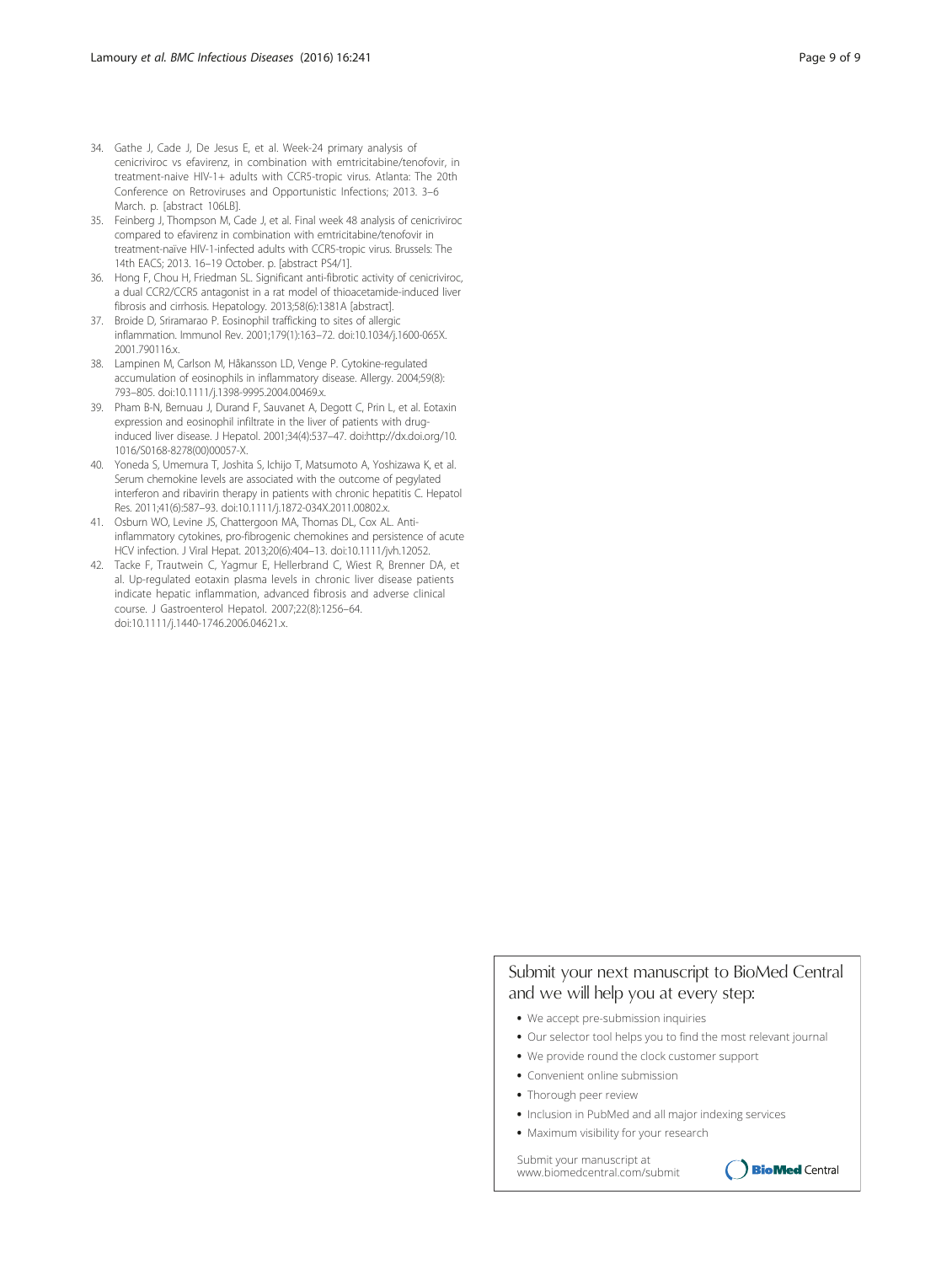34. Gathe J, Cade J, De Jesus E, et al. Week-24 primary analysis of cenicriviroc vs efavirenz, in combination with emtricitabine/tenofovir, in treatment-naive HIV-1+ adults with CCR5-tropic virus. Atlanta: The 20th Conference on Retroviruses and Opportunistic Infections; 2013. 3–6 March. p. [abstract 106LB].
35. Feinberg J, Thompson M, Cade J, et al. Final week 48 analysis of cenicriviroc compared to efavirenz in combination with emtricitabine/tenofovir in treatment-naïve HIV-1-infected adults with CCR5-tropic virus. Brussels: The 14th EACS; 2013. 16–19 October. p. [abstract PS4/1].
36. Hong F, Chou H, Friedman SL. Significant anti-fibrotic activity of cenicriviroc, a dual CCR2/CCR5 antagonist in a rat model of thioacetamide-induced liver fibrosis and cirrhosis. Hepatology. 2013;58(6):1381A [abstract].
37. Broide D, Sriramarao P. Eosinophil trafficking to sites of allergic inflammation. Immunol Rev. 2001;179(1):163–72. doi:10.1034/j.1600-065X.2001.790116.x.
38. Lampinen M, Carlson M, Håkansson LD, Venge P. Cytokine-regulated accumulation of eosinophils in inflammatory disease. Allergy. 2004;59(8):793–805. doi:10.1111/j.1398-9995.2004.00469.x.
39. Pham B-N, Bemuau J, Durand F, Sauvanet A, Degott C, Prin L, et al. Eotaxin expression and eosinophil infiltrate in the liver of patients with drug-induced liver disease. J Hepatol. 2001;34(4):537–47. doi:http://dx.doi.org/10.1016/S0168-8278(00)00057-X.
40. Yoneda S, Umemura T, Joshita S, Ichijo T, Matsumoto A, Yoshizawa K, et al. Serum chemokine levels are associated with the outcome of pegylated interferon and ribavirin therapy in patients with chronic hepatitis C. Hepatol Res. 2011;41(6):587–93. doi:10.1111/j.1872-034X.2011.00802.x.
41. Osburn WO, Levine JS, Chattergoon MA, Thomas DL, Cox AL. Anti-inflammatory cytokines, pro-fibrogenic chemokines and persistence of acute HCV infection. J Viral Hepat. 2013;20(6):404–13. doi:10.1111/jvh.12052.
42. Tacke F, Trautwein C, Yagmur E, Hellerbrand C, Wiest R, Brenner DA, et al. Up-regulated eotaxin plasma levels in chronic liver disease patients indicate hepatic inflammation, advanced fibrosis and adverse clinical course. J Gastroenterol Hepatol. 2007;22(8):1256–64. doi:10.1111/j.1440-1746.2006.04621.x.

Submit your next manuscript to BioMed Central and we will help you at every step:

- We accept pre-submission inquiries
- Our selector tool helps you to find the most relevant journal
- We provide round the clock customer support
- Convenient online submission
- Thorough peer review
- Inclusion in PubMed and all major indexing services
- Maximum visibility for your research

Submit your manuscript at www.biomedcentral.com/submit

BioMed Central